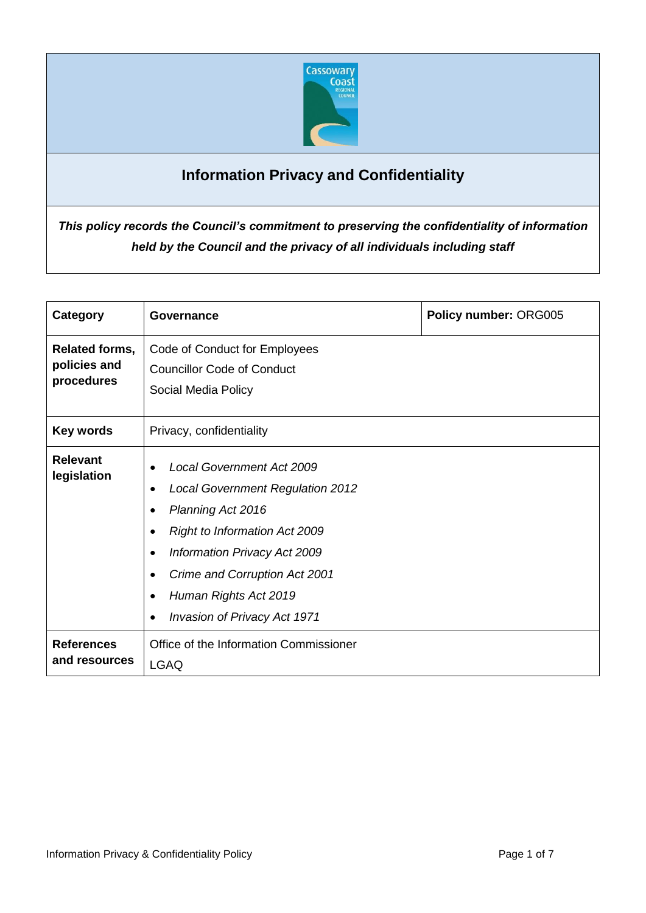# Information Privacy and Confidentiality

***This policy records the Council's commitment to preserving the confidentiality of information held by the Council and the privacy of all individuals including staff***

| **Category** | **Governance** | **Policy number:** ORG005 |
|---|---|---|
| **Related forms, policies and procedures** | Code of Conduct for Employees<br>Councillor Code of Conduct<br>Social Media Policy | |
| **Key words** | Privacy, confidentiality | |
| **Relevant legislation** | • *Local Government Act 2009*<br>• *Local Government Regulation 2012*<br>• *Planning Act 2016*<br>• *Right to Information Act 2009*<br>• *Information Privacy Act 2009*<br>• *Crime and Corruption Act 2001*<br>• *Human Rights Act 2019*<br>• *Invasion of Privacy Act 1971* | |
| **References and resources** | Office of the Information Commissioner<br>LGAQ | |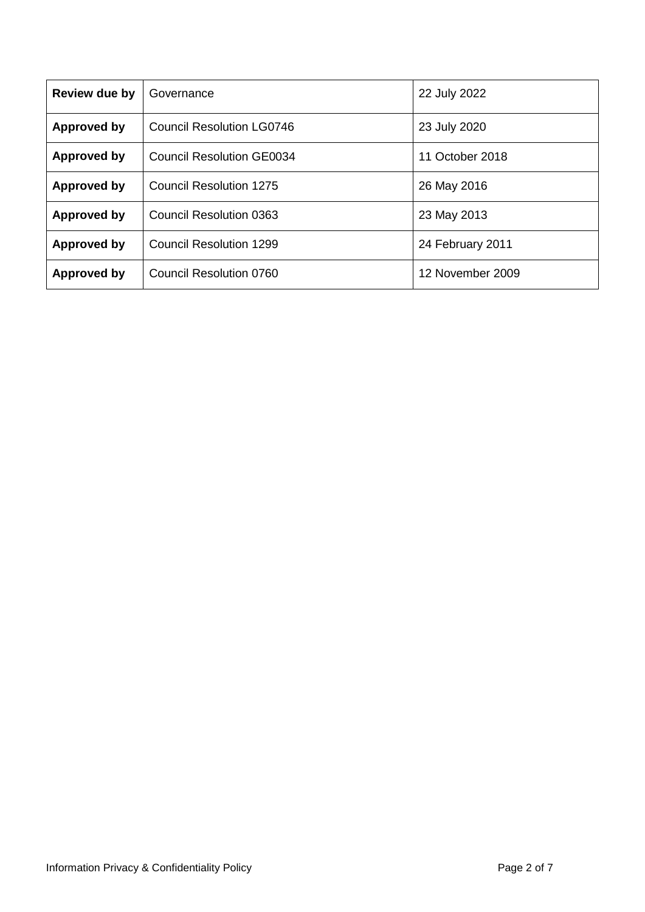| **Review due by** | Governance | 22 July 2022 |
|---|---|---|
| **Approved by** | Council Resolution LG0746 | 23 July 2020 |
| **Approved by** | Council Resolution GE0034 | 11 October 2018 |
| **Approved by** | Council Resolution 1275 | 26 May 2016 |
| **Approved by** | Council Resolution 0363 | 23 May 2013 |
| **Approved by** | Council Resolution 1299 | 24 February 2011 |
| **Approved by** | Council Resolution 0760 | 12 November 2009 |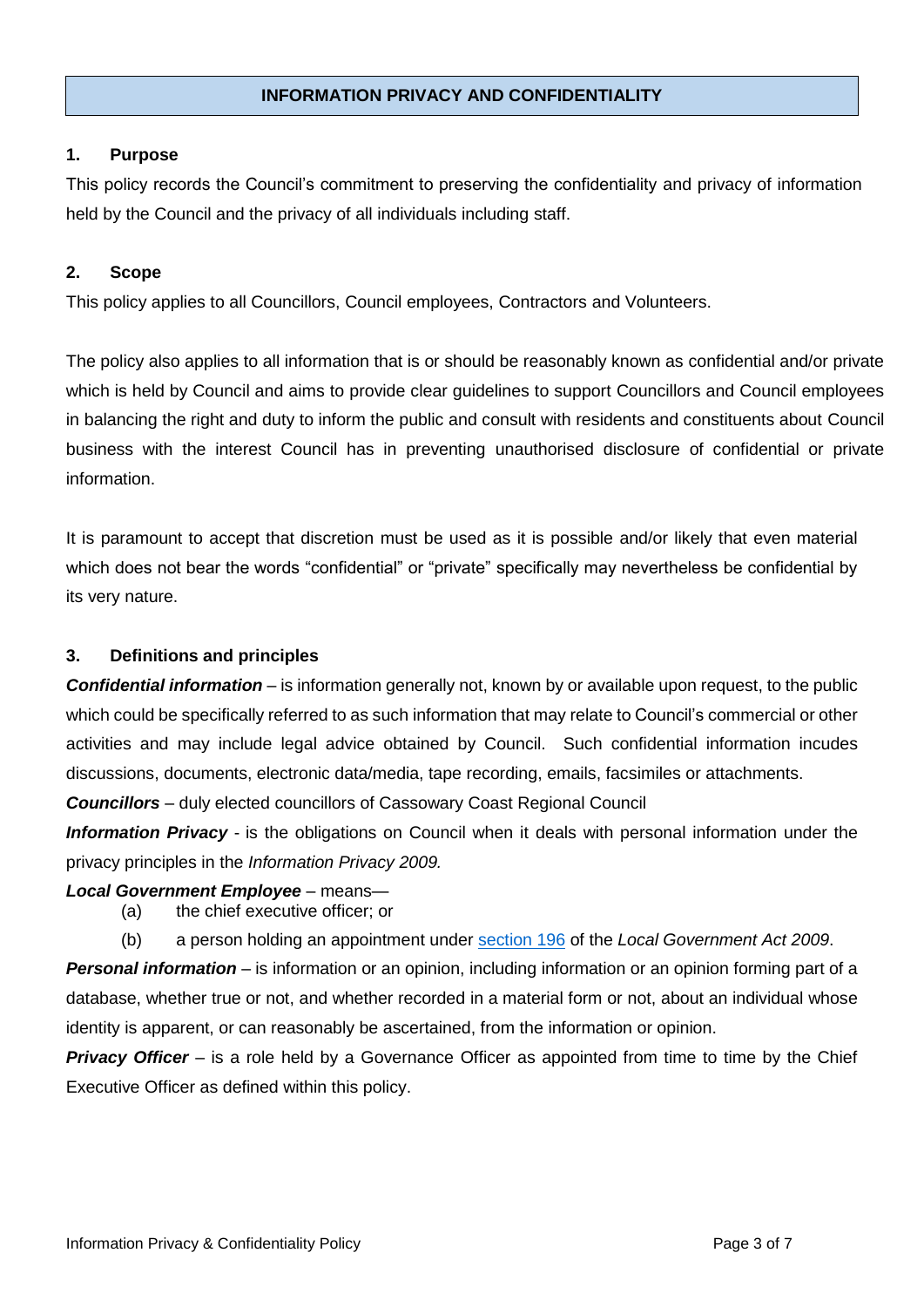# INFORMATION PRIVACY AND CONFIDENTIALITY

## 1. Purpose

This policy records the Council's commitment to preserving the confidentiality and privacy of information held by the Council and the privacy of all individuals including staff.

## 2. Scope

This policy applies to all Councillors, Council employees, Contractors and Volunteers.

The policy also applies to all information that is or should be reasonably known as confidential and/or private which is held by Council and aims to provide clear guidelines to support Councillors and Council employees in balancing the right and duty to inform the public and consult with residents and constituents about Council business with the interest Council has in preventing unauthorised disclosure of confidential or private information.

It is paramount to accept that discretion must be used as it is possible and/or likely that even material which does not bear the words "confidential" or "private" specifically may nevertheless be confidential by its very nature.

## 3. Definitions and principles

***Confidential information*** – is information generally not, known by or available upon request, to the public which could be specifically referred to as such information that may relate to Council's commercial or other activities and may include legal advice obtained by Council. Such confidential information incudes discussions, documents, electronic data/media, tape recording, emails, facsimiles or attachments.

***Councillors*** – duly elected councillors of Cassowary Coast Regional Council

***Information Privacy*** - is the obligations on Council when it deals with personal information under the privacy principles in the *Information Privacy 2009.*

***Local Government Employee*** – means—

(a) the chief executive officer; or

(b) a person holding an appointment under section 196 of the *Local Government Act 2009*.

***Personal information*** – is information or an opinion, including information or an opinion forming part of a database, whether true or not, and whether recorded in a material form or not, about an individual whose identity is apparent, or can reasonably be ascertained, from the information or opinion.

***Privacy Officer*** – is a role held by a Governance Officer as appointed from time to time by the Chief Executive Officer as defined within this policy.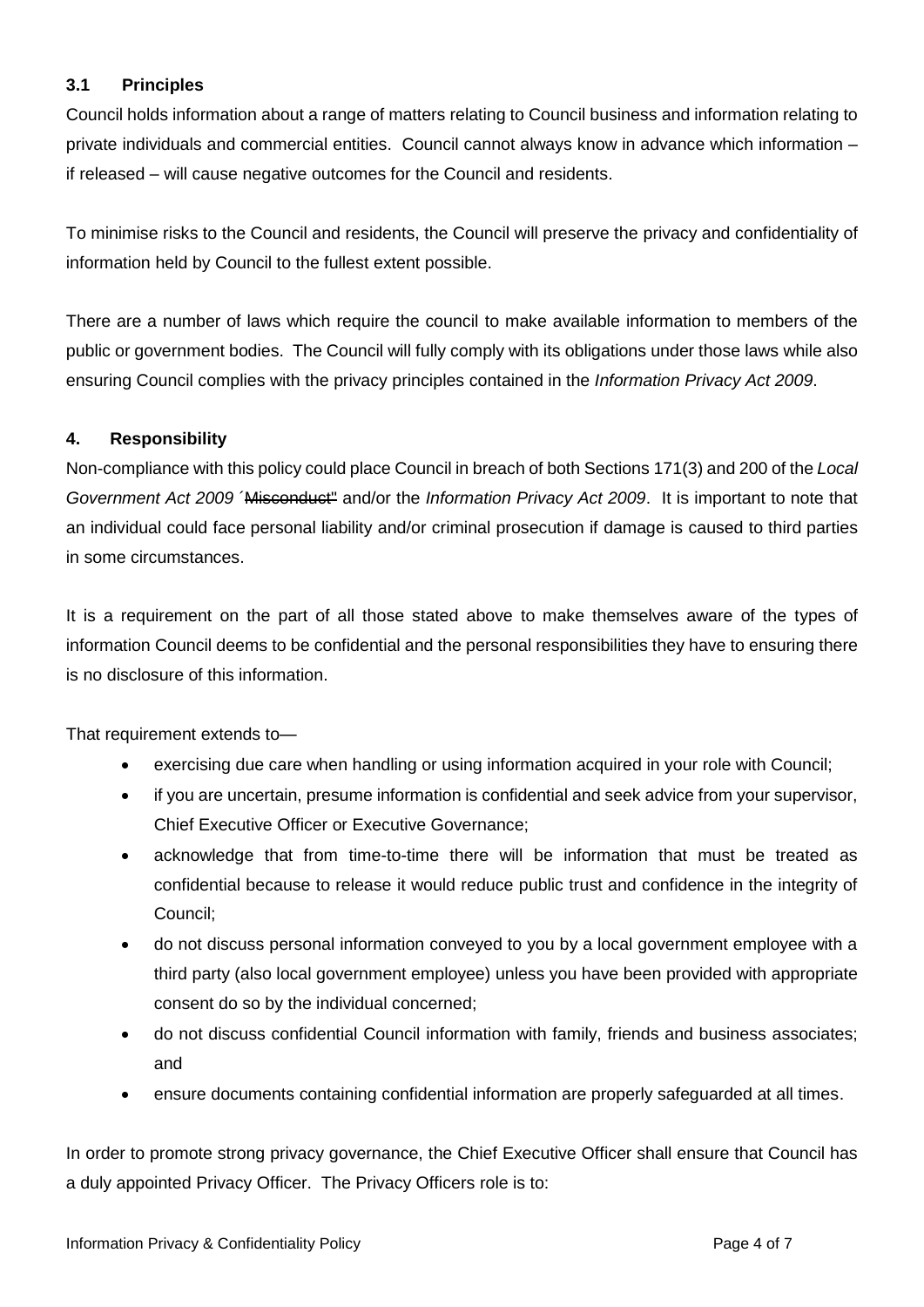### 3.1 Principles

Council holds information about a range of matters relating to Council business and information relating to private individuals and commercial entities. Council cannot always know in advance which information – if released – will cause negative outcomes for the Council and residents.

To minimise risks to the Council and residents, the Council will preserve the privacy and confidentiality of information held by Council to the fullest extent possible.

There are a number of laws which require the council to make available information to members of the public or government bodies. The Council will fully comply with its obligations under those laws while also ensuring Council complies with the privacy principles contained in the *Information Privacy Act 2009*.

## 4. Responsibility

Non-compliance with this policy could place Council in breach of both Sections 171(3) and 200 of the *Local Government Act 2009* ´~~Misconduct~~" and/or the *Information Privacy Act 2009*. It is important to note that an individual could face personal liability and/or criminal prosecution if damage is caused to third parties in some circumstances.

It is a requirement on the part of all those stated above to make themselves aware of the types of information Council deems to be confidential and the personal responsibilities they have to ensuring there is no disclosure of this information.

That requirement extends to—

- exercising due care when handling or using information acquired in your role with Council;
- if you are uncertain, presume information is confidential and seek advice from your supervisor, Chief Executive Officer or Executive Governance;
- acknowledge that from time-to-time there will be information that must be treated as confidential because to release it would reduce public trust and confidence in the integrity of Council;
- do not discuss personal information conveyed to you by a local government employee with a third party (also local government employee) unless you have been provided with appropriate consent do so by the individual concerned;
- do not discuss confidential Council information with family, friends and business associates; and
- ensure documents containing confidential information are properly safeguarded at all times.

In order to promote strong privacy governance, the Chief Executive Officer shall ensure that Council has a duly appointed Privacy Officer. The Privacy Officers role is to: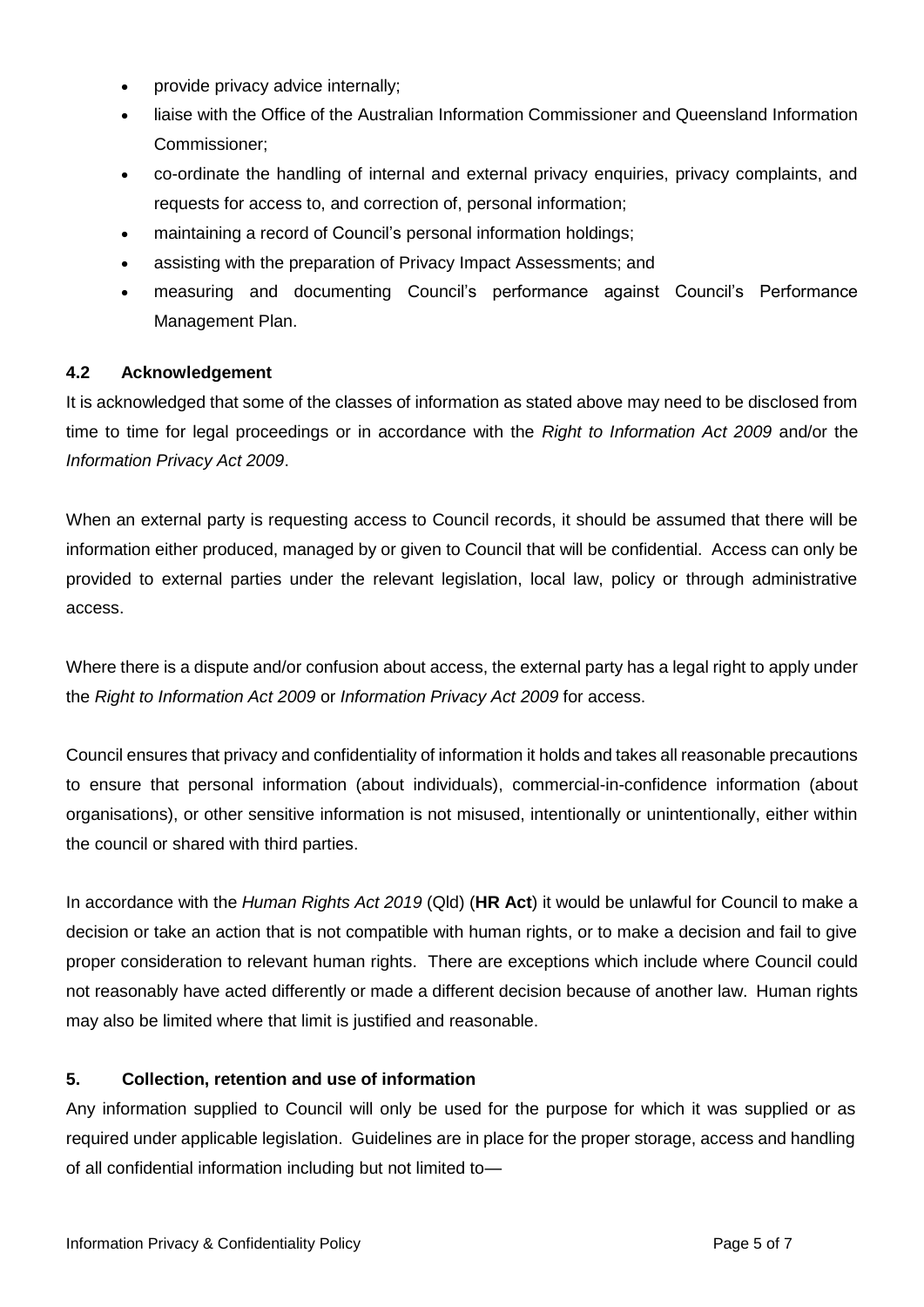- provide privacy advice internally;
- liaise with the Office of the Australian Information Commissioner and Queensland Information Commissioner;
- co-ordinate the handling of internal and external privacy enquiries, privacy complaints, and requests for access to, and correction of, personal information;
- maintaining a record of Council's personal information holdings;
- assisting with the preparation of Privacy Impact Assessments; and
- measuring and documenting Council's performance against Council's Performance Management Plan.

### 4.2 Acknowledgement

It is acknowledged that some of the classes of information as stated above may need to be disclosed from time to time for legal proceedings or in accordance with the *Right to Information Act 2009* and/or the *Information Privacy Act 2009*.

When an external party is requesting access to Council records, it should be assumed that there will be information either produced, managed by or given to Council that will be confidential. Access can only be provided to external parties under the relevant legislation, local law, policy or through administrative access.

Where there is a dispute and/or confusion about access, the external party has a legal right to apply under the *Right to Information Act 2009* or *Information Privacy Act 2009* for access.

Council ensures that privacy and confidentiality of information it holds and takes all reasonable precautions to ensure that personal information (about individuals), commercial-in-confidence information (about organisations), or other sensitive information is not misused, intentionally or unintentionally, either within the council or shared with third parties.

In accordance with the *Human Rights Act 2019* (Qld) (**HR Act**) it would be unlawful for Council to make a decision or take an action that is not compatible with human rights, or to make a decision and fail to give proper consideration to relevant human rights. There are exceptions which include where Council could not reasonably have acted differently or made a different decision because of another law. Human rights may also be limited where that limit is justified and reasonable.

## 5. Collection, retention and use of information

Any information supplied to Council will only be used for the purpose for which it was supplied or as required under applicable legislation. Guidelines are in place for the proper storage, access and handling of all confidential information including but not limited to—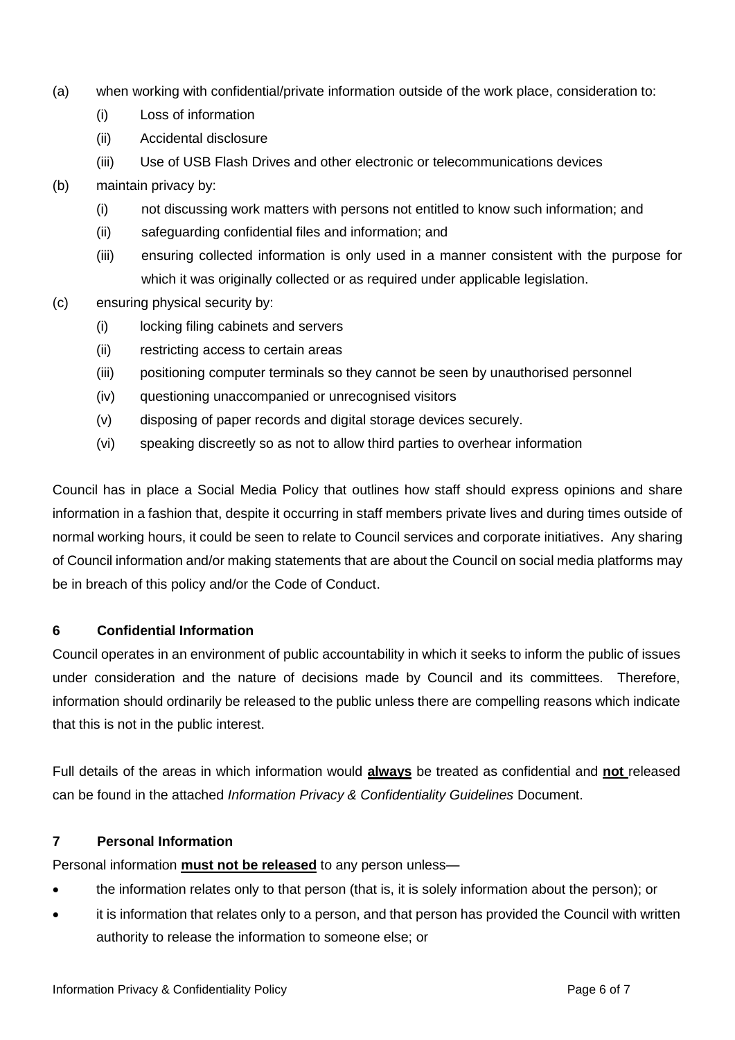(a) when working with confidential/private information outside of the work place, consideration to:

    (i) Loss of information

    (ii) Accidental disclosure

    (iii) Use of USB Flash Drives and other electronic or telecommunications devices

(b) maintain privacy by:

    (i) not discussing work matters with persons not entitled to know such information; and

    (ii) safeguarding confidential files and information; and

    (iii) ensuring collected information is only used in a manner consistent with the purpose for which it was originally collected or as required under applicable legislation.

(c) ensuring physical security by:

    (i) locking filing cabinets and servers

    (ii) restricting access to certain areas

    (iii) positioning computer terminals so they cannot be seen by unauthorised personnel

    (iv) questioning unaccompanied or unrecognised visitors

    (v) disposing of paper records and digital storage devices securely.

    (vi) speaking discreetly so as not to allow third parties to overhear information

Council has in place a Social Media Policy that outlines how staff should express opinions and share information in a fashion that, despite it occurring in staff members private lives and during times outside of normal working hours, it could be seen to relate to Council services and corporate initiatives. Any sharing of Council information and/or making statements that are about the Council on social media platforms may be in breach of this policy and/or the Code of Conduct.

## 6 Confidential Information

Council operates in an environment of public accountability in which it seeks to inform the public of issues under consideration and the nature of decisions made by Council and its committees. Therefore, information should ordinarily be released to the public unless there are compelling reasons which indicate that this is not in the public interest.

Full details of the areas in which information would **always** be treated as confidential and **not** released can be found in the attached *Information Privacy & Confidentiality Guidelines* Document.

## 7 Personal Information

Personal information **must not be released** to any person unless—

- the information relates only to that person (that is, it is solely information about the person); or
- it is information that relates only to a person, and that person has provided the Council with written authority to release the information to someone else; or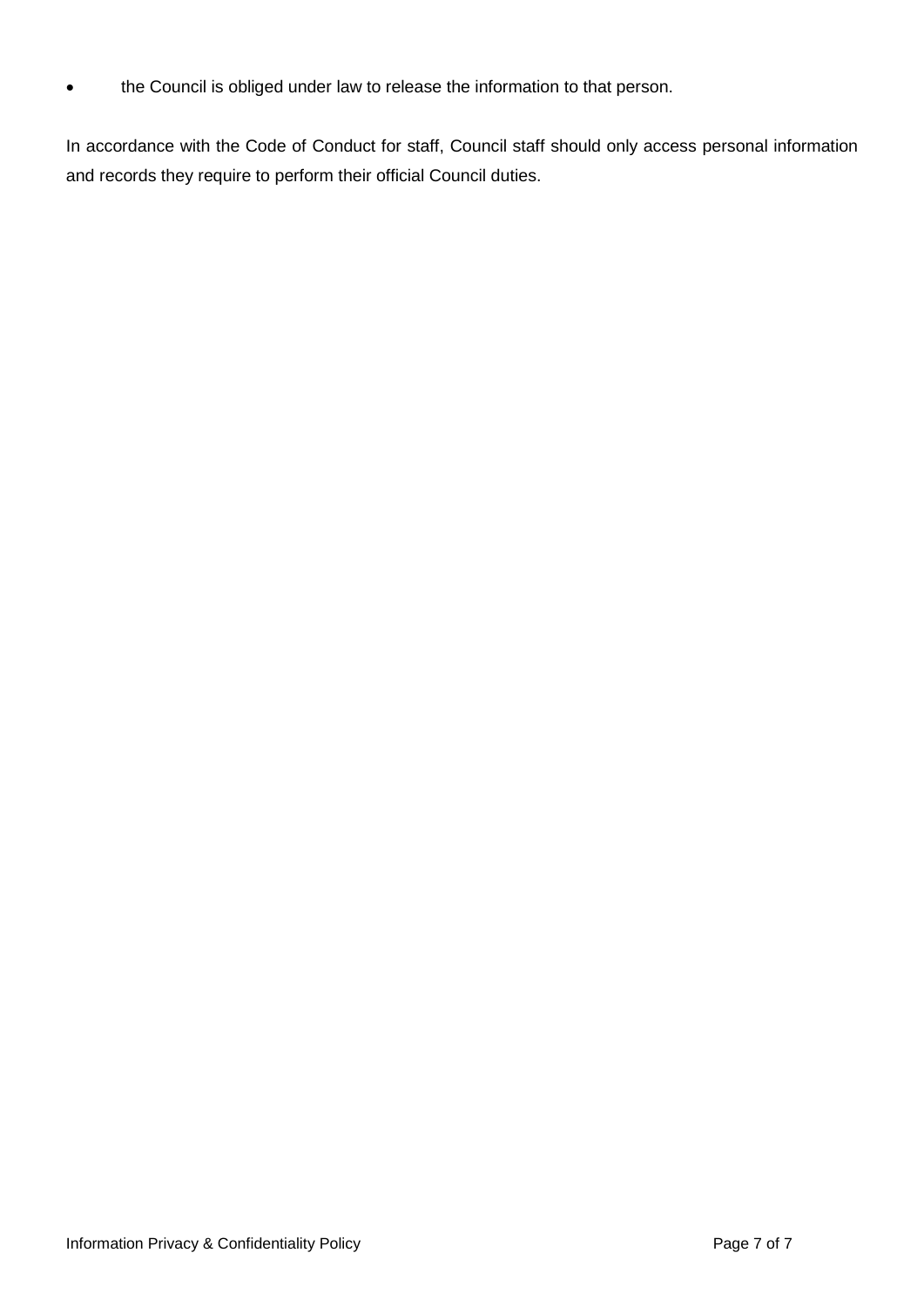- the Council is obliged under law to release the information to that person.

In accordance with the Code of Conduct for staff, Council staff should only access personal information and records they require to perform their official Council duties.